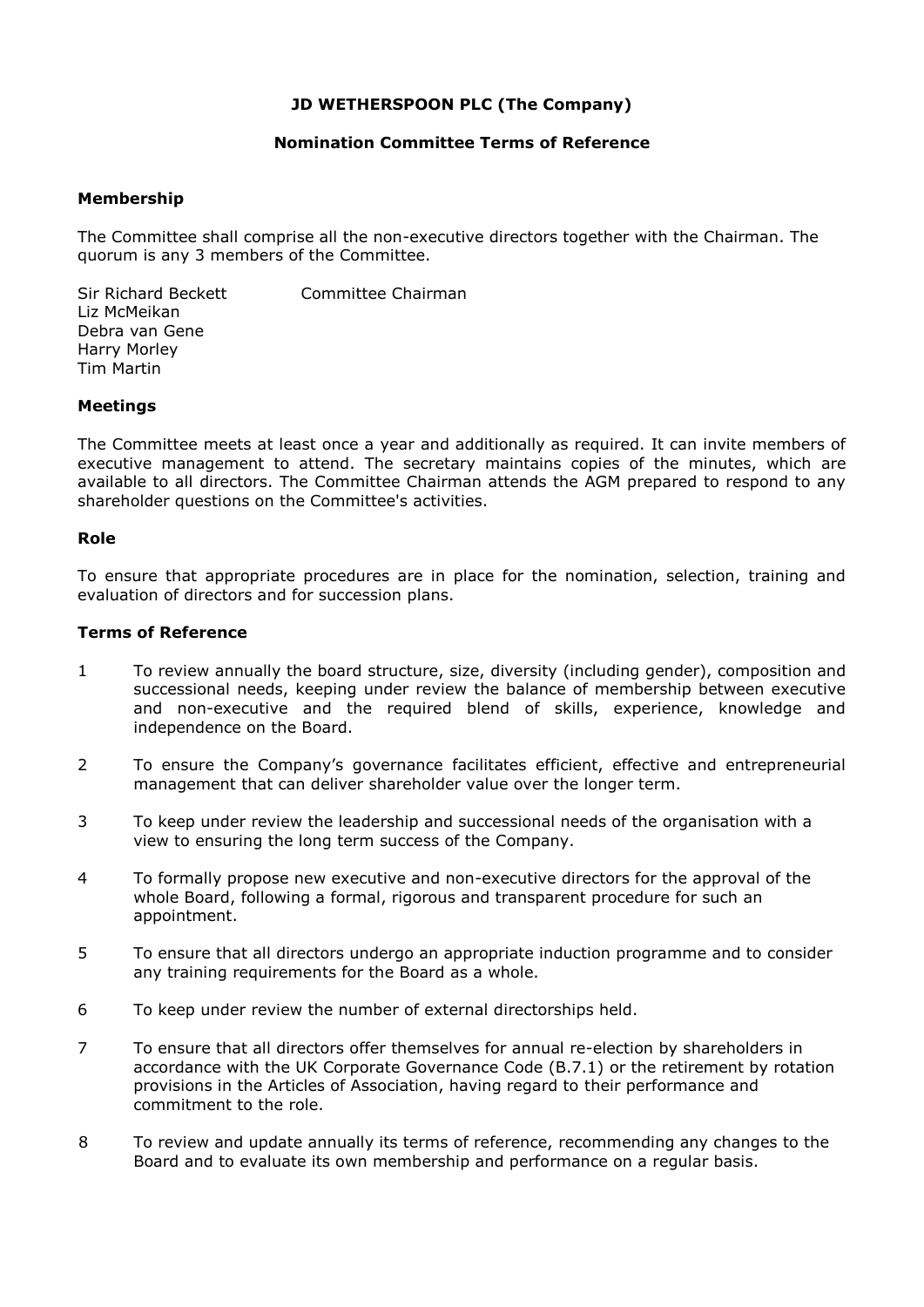# JD WETHERSPOON PLC (The Company)

## Nomination Committee Terms of Reference

### Membership

The Committee shall comprise all the non-executive directors together with the Chairman. The quorum is any 3 members of the Committee.

Sir Richard Beckett — Committee Chairman
Liz McMeikan
Debra van Gene
Harry Morley
Tim Martin

### Meetings

The Committee meets at least once a year and additionally as required. It can invite members of executive management to attend. The secretary maintains copies of the minutes, which are available to all directors. The Committee Chairman attends the AGM prepared to respond to any shareholder questions on the Committee's activities.

### Role

To ensure that appropriate procedures are in place for the nomination, selection, training and evaluation of directors and for succession plans.

### Terms of Reference

1. To review annually the board structure, size, diversity (including gender), composition and successional needs, keeping under review the balance of membership between executive and non-executive and the required blend of skills, experience, knowledge and independence on the Board.
2. To ensure the Company's governance facilitates efficient, effective and entrepreneurial management that can deliver shareholder value over the longer term.
3. To keep under review the leadership and successional needs of the organisation with a view to ensuring the long term success of the Company.
4. To formally propose new executive and non-executive directors for the approval of the whole Board, following a formal, rigorous and transparent procedure for such an appointment.
5. To ensure that all directors undergo an appropriate induction programme and to consider any training requirements for the Board as a whole.
6. To keep under review the number of external directorships held.
7. To ensure that all directors offer themselves for annual re-election by shareholders in accordance with the UK Corporate Governance Code (B.7.1) or the retirement by rotation provisions in the Articles of Association, having regard to their performance and commitment to the role.
8. To review and update annually its terms of reference, recommending any changes to the Board and to evaluate its own membership and performance on a regular basis.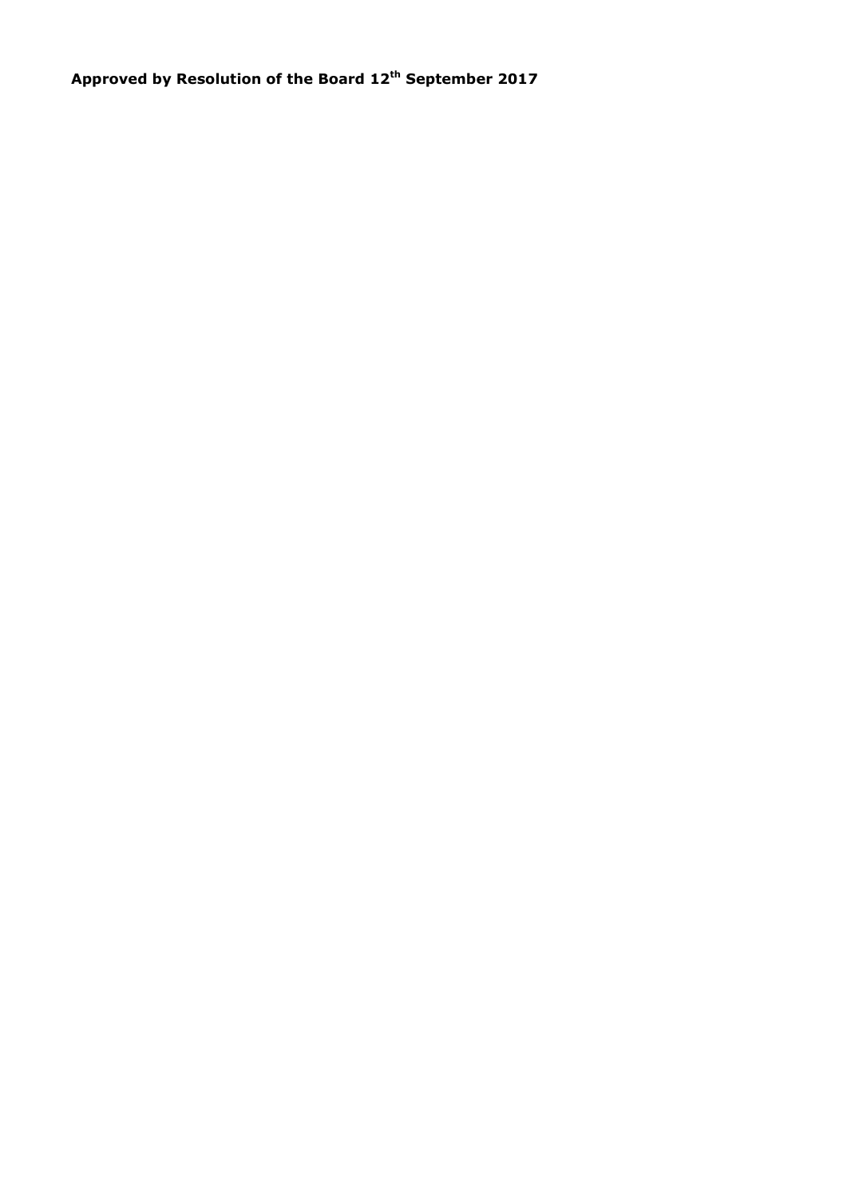**Approved by Resolution of the Board 12th September 2017**